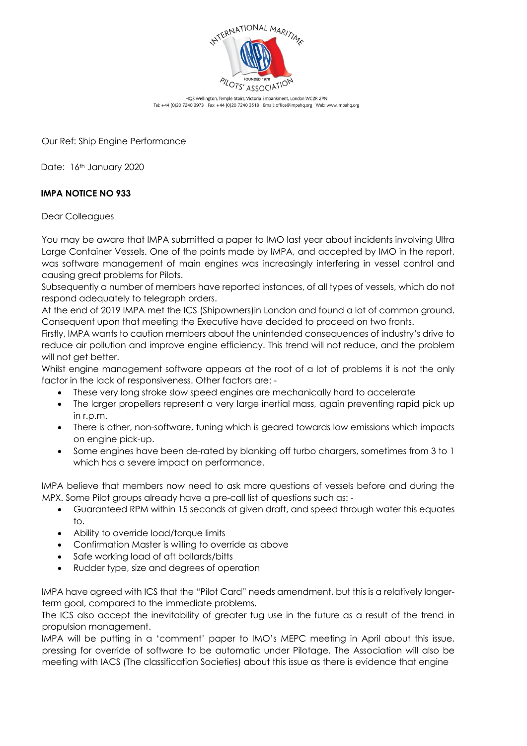HQS Wellington, Temple Stairs, Victoria Embankment, London WC2R 2PN
Tel: +44 (0)20 7240 3973 Fax: +44 (0)20 7240 3518 Email: office@impahq.org Web: www.impahq.org

Our Ref: Ship Engine Performance

Date: 16th January 2020

**IMPA NOTICE NO 933**

Dear Colleagues

You may be aware that IMPA submitted a paper to IMO last year about incidents involving Ultra Large Container Vessels. One of the points made by IMPA, and accepted by IMO in the report, was software management of main engines was increasingly interfering in vessel control and causing great problems for Pilots.

Subsequently a number of members have reported instances, of all types of vessels, which do not respond adequately to telegraph orders.

At the end of 2019 IMPA met the ICS (Shipowners)in London and found a lot of common ground. Consequent upon that meeting the Executive have decided to proceed on two fronts.

Firstly, IMPA wants to caution members about the unintended consequences of industry's drive to reduce air pollution and improve engine efficiency. This trend will not reduce, and the problem will not get better.

Whilst engine management software appears at the root of a lot of problems it is not the only factor in the lack of responsiveness. Other factors are: -

- These very long stroke slow speed engines are mechanically hard to accelerate
- The larger propellers represent a very large inertial mass, again preventing rapid pick up in r.p.m.
- There is other, non-software, tuning which is geared towards low emissions which impacts on engine pick-up.
- Some engines have been de-rated by blanking off turbo chargers, sometimes from 3 to 1 which has a severe impact on performance.

IMPA believe that members now need to ask more questions of vessels before and during the MPX. Some Pilot groups already have a pre-call list of questions such as: -

- Guaranteed RPM within 15 seconds at given draft, and speed through water this equates to.
- Ability to override load/torque limits
- Confirmation Master is willing to override as above
- Safe working load of aft bollards/bitts
- Rudder type, size and degrees of operation

IMPA have agreed with ICS that the "Pilot Card" needs amendment, but this is a relatively longer-term goal, compared to the immediate problems.

The ICS also accept the inevitability of greater tug use in the future as a result of the trend in propulsion management.

IMPA will be putting in a 'comment' paper to IMO's MEPC meeting in April about this issue, pressing for override of software to be automatic under Pilotage. The Association will also be meeting with IACS (The classification Societies) about this issue as there is evidence that engine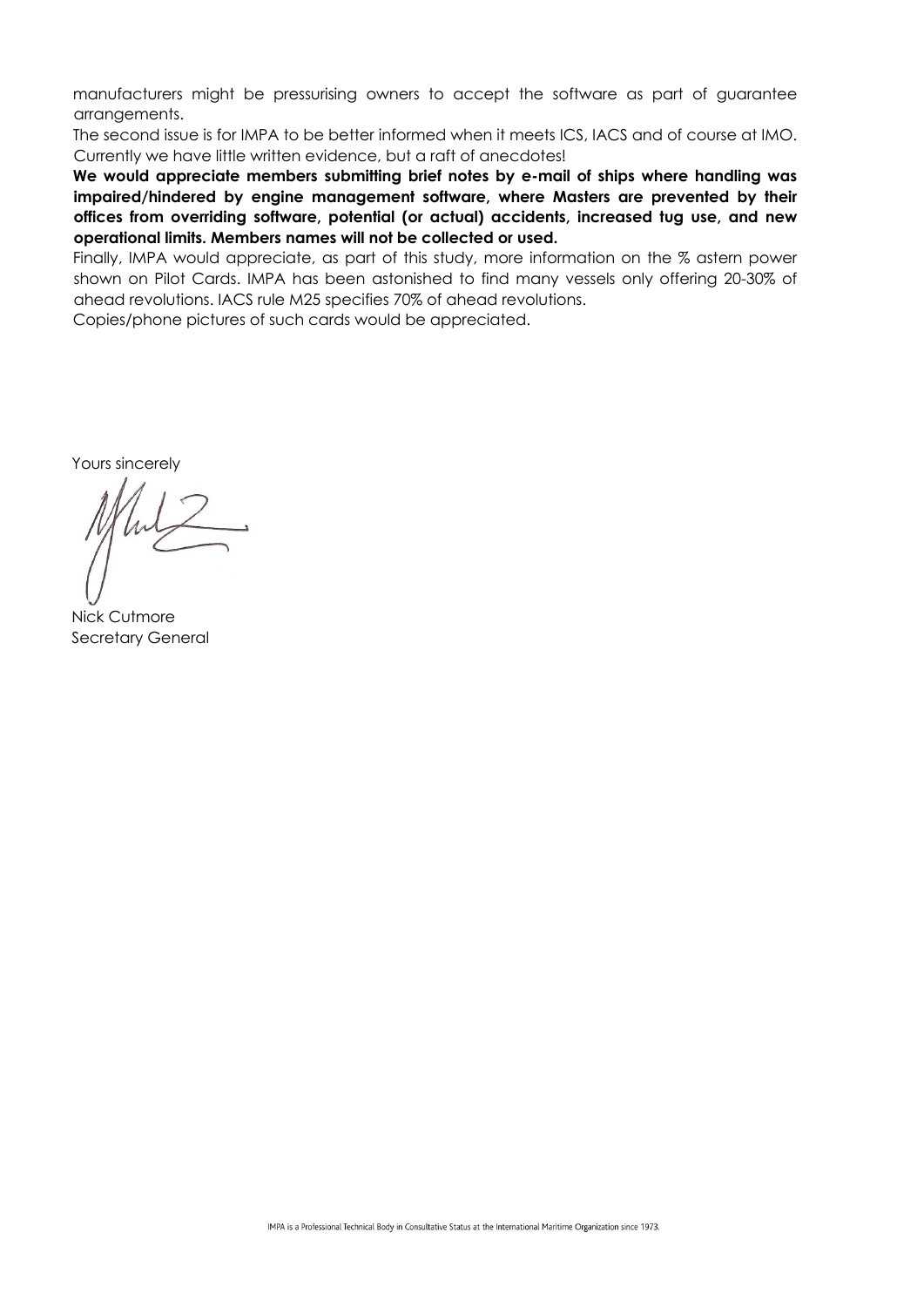manufacturers might be pressurising owners to accept the software as part of guarantee arrangements.

The second issue is for IMPA to be better informed when it meets ICS, IACS and of course at IMO. Currently we have little written evidence, but a raft of anecdotes!

**We would appreciate members submitting brief notes by e-mail of ships where handling was impaired/hindered by engine management software, where Masters are prevented by their offices from overriding software, potential (or actual) accidents, increased tug use, and new operational limits. Members names will not be collected or used.**

Finally, IMPA would appreciate, as part of this study, more information on the % astern power shown on Pilot Cards. IMPA has been astonished to find many vessels only offering 20-30% of ahead revolutions. IACS rule M25 specifies 70% of ahead revolutions.

Copies/phone pictures of such cards would be appreciated.

Yours sincerely

Nick Cutmore
Secretary General

IMPA is a Professional Technical Body in Consultative Status at the International Maritime Organization since 1973.